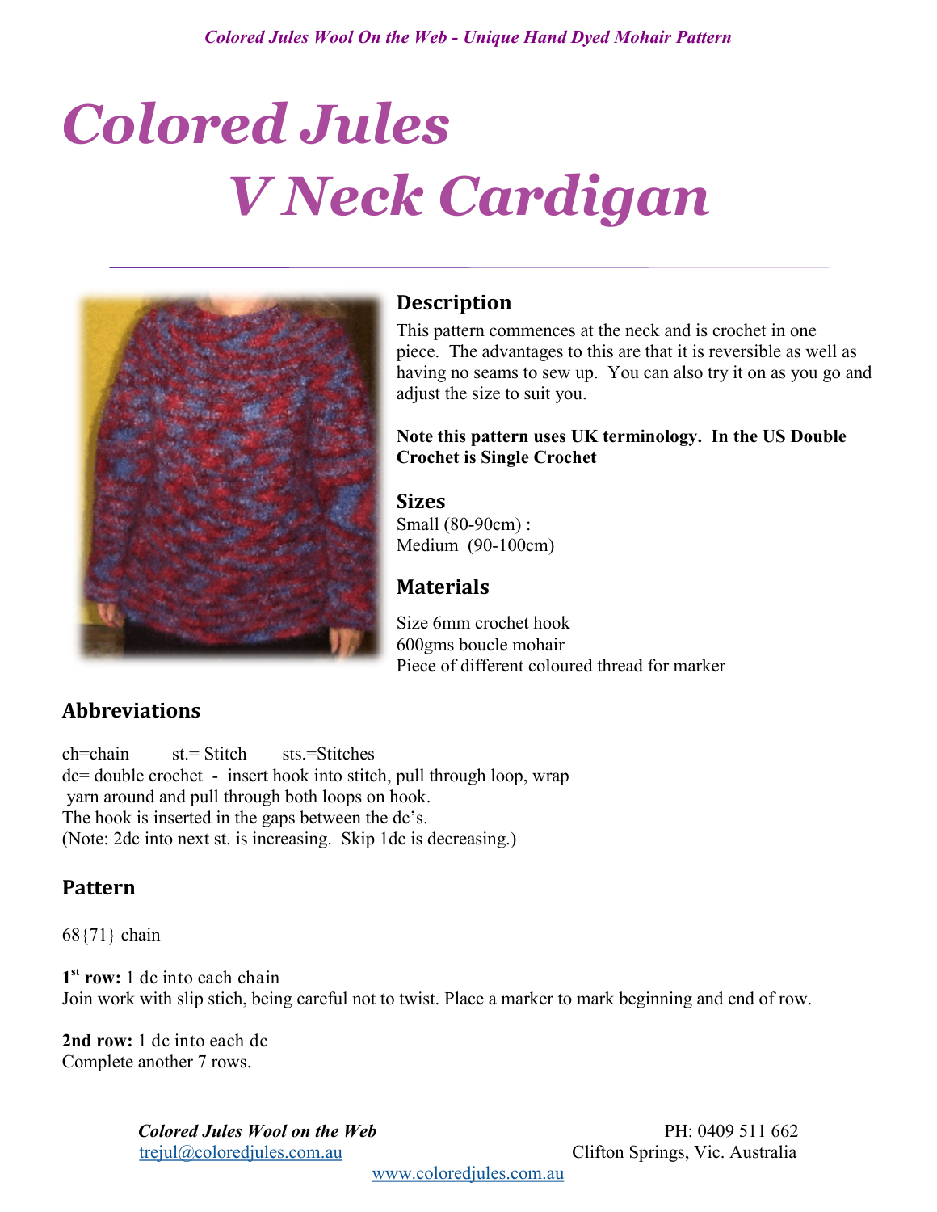# Colored Jules

# V Neck Cardigan

## Description

This pattern commences at the neck and is crochet in one piece. The advantages to this are that it is reversible as well as having no seams to sew up. You can also try it on as you go and adjust the size to suit you.

**Note this pattern uses UK terminology. In the US Double Crochet is Single Crochet**

## Sizes

Small (80-90cm) :
Medium (90-100cm)

## Materials

Size 6mm crochet hook
600gms boucle mohair
Piece of different coloured thread for marker

## Abbreviations

ch=chain st.= Stitch sts.=Stitches
dc= double crochet - insert hook into stitch, pull through loop, wrap yarn around and pull through both loops on hook.
The hook is inserted in the gaps between the dc's.
(Note: 2dc into next st. is increasing. Skip 1dc is decreasing.)

## Pattern

68{71} chain

**1st row:** 1 dc into each chain
Join work with slip stich, being careful not to twist. Place a marker to mark beginning and end of row.

**2nd row:** 1 dc into each dc
Complete another 7 rows.

*Colored Jules Wool on the Web*
trejul@coloredjules.com.au
PH: 0409 511 662
Clifton Springs, Vic. Australia
www.coloredjules.com.au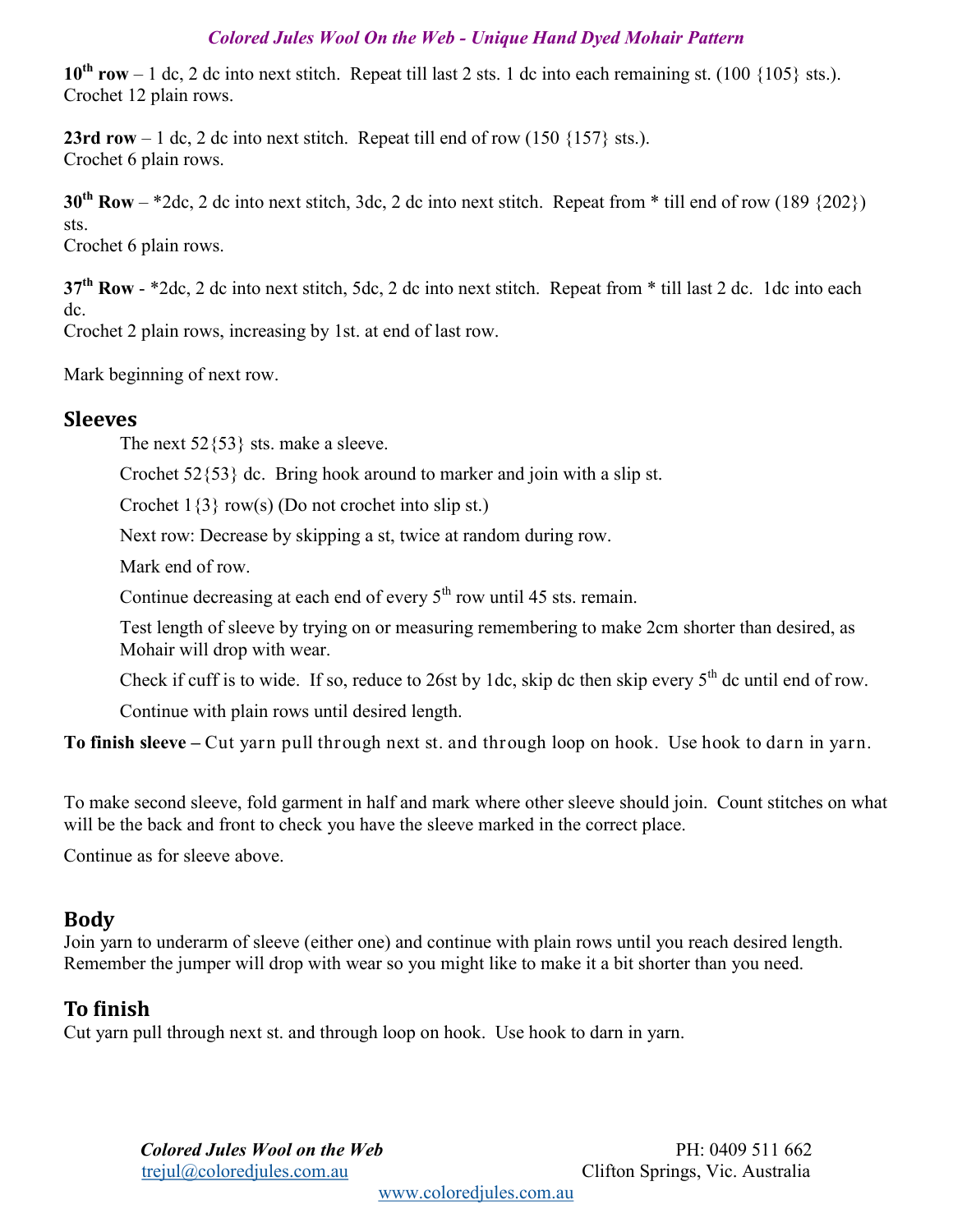**10th row** – 1 dc, 2 dc into next stitch. Repeat till last 2 sts. 1 dc into each remaining st. (100 {105} sts.).
Crochet 12 plain rows.

**23rd row** – 1 dc, 2 dc into next stitch. Repeat till end of row (150 {157} sts.).
Crochet 6 plain rows.

**30th Row** – *2dc, 2 dc into next stitch, 3dc, 2 dc into next stitch. Repeat from * till end of row (189 {202}) sts.
Crochet 6 plain rows.

**37th Row** - *2dc, 2 dc into next stitch, 5dc, 2 dc into next stitch. Repeat from * till last 2 dc. 1dc into each dc.
Crochet 2 plain rows, increasing by 1st. at end of last row.

Mark beginning of next row.

## Sleeves

The next 52{53} sts. make a sleeve.

Crochet 52{53} dc. Bring hook around to marker and join with a slip st.

Crochet 1{3} row(s) (Do not crochet into slip st.)

Next row: Decrease by skipping a st, twice at random during row.

Mark end of row.

Continue decreasing at each end of every 5th row until 45 sts. remain.

Test length of sleeve by trying on or measuring remembering to make 2cm shorter than desired, as Mohair will drop with wear.

Check if cuff is to wide. If so, reduce to 26st by 1dc, skip dc then skip every 5th dc until end of row.

Continue with plain rows until desired length.

**To finish sleeve –** Cut yarn pull through next st. and through loop on hook. Use hook to darn in yarn.

To make second sleeve, fold garment in half and mark where other sleeve should join. Count stitches on what will be the back and front to check you have the sleeve marked in the correct place.

Continue as for sleeve above.

## Body

Join yarn to underarm of sleeve (either one) and continue with plain rows until you reach desired length. Remember the jumper will drop with wear so you might like to make it a bit shorter than you need.

## To finish

Cut yarn pull through next st. and through loop on hook. Use hook to darn in yarn.